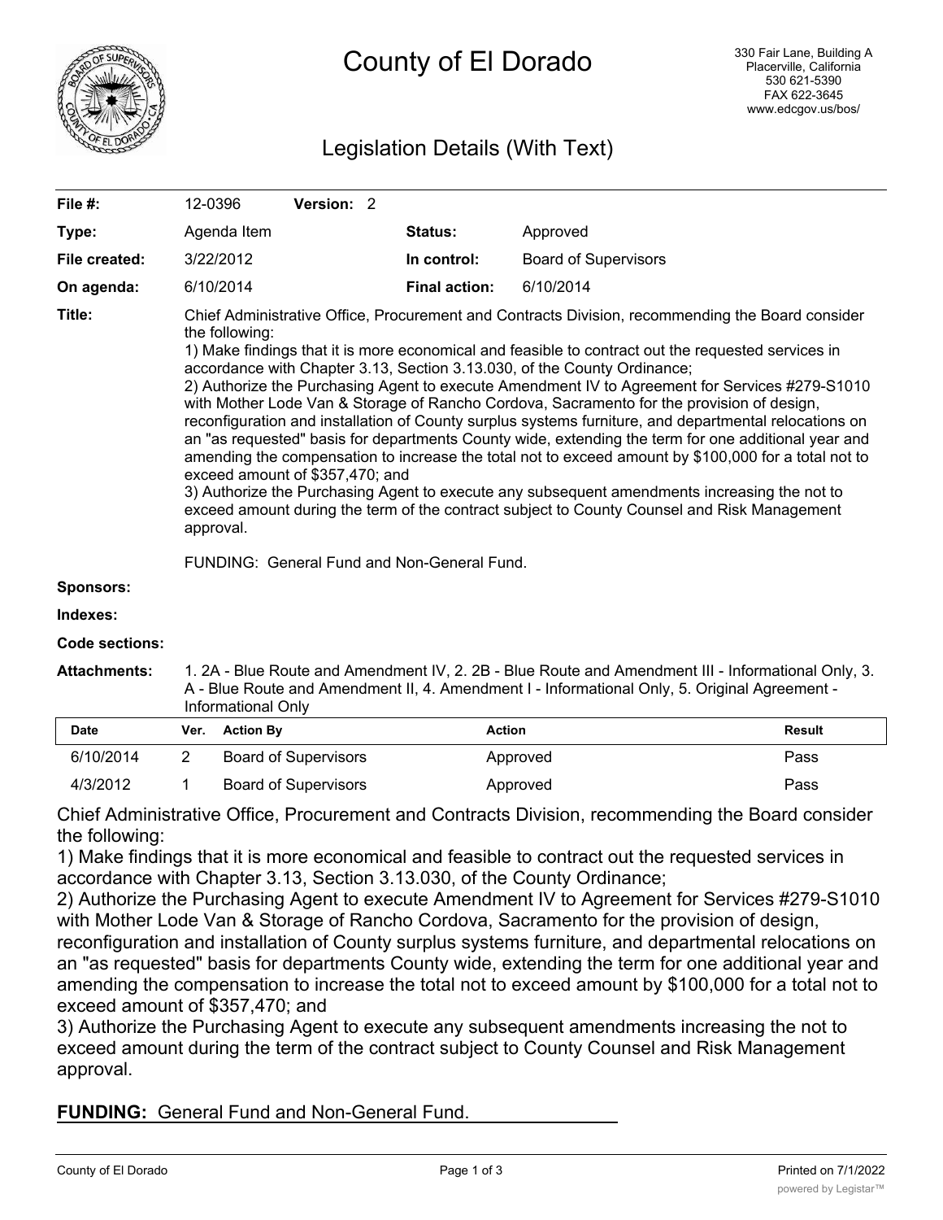# County of El Dorado

330 Fair Lane, Building A
Placerville, California
530 621-5390
FAX 622-3645
www.edcgov.us/bos/

## Legislation Details (With Text)

| | | | | |
|---|---|---|---|---|
| **File #:** | 12-0396 | **Version:** 2 | | |
| **Type:** | Agenda Item | | **Status:** | Approved |
| **File created:** | 3/22/2012 | | **In control:** | Board of Supervisors |
| **On agenda:** | 6/10/2014 | | **Final action:** | 6/10/2014 |

**Title:** Chief Administrative Office, Procurement and Contracts Division, recommending the Board consider the following:
1) Make findings that it is more economical and feasible to contract out the requested services in accordance with Chapter 3.13, Section 3.13.030, of the County Ordinance;
2) Authorize the Purchasing Agent to execute Amendment IV to Agreement for Services #279-S1010 with Mother Lode Van & Storage of Rancho Cordova, Sacramento for the provision of design, reconfiguration and installation of County surplus systems furniture, and departmental relocations on an "as requested" basis for departments County wide, extending the term for one additional year and amending the compensation to increase the total not to exceed amount by $100,000 for a total not to exceed amount of $357,470; and
3) Authorize the Purchasing Agent to execute any subsequent amendments increasing the not to exceed amount during the term of the contract subject to County Counsel and Risk Management approval.

FUNDING: General Fund and Non-General Fund.

**Sponsors:**

**Indexes:**

**Code sections:**

**Attachments:** 1. 2A - Blue Route and Amendment IV, 2. 2B - Blue Route and Amendment III - Informational Only, 3. A - Blue Route and Amendment II, 4. Amendment I - Informational Only, 5. Original Agreement - Informational Only

| Date | Ver. | Action By | Action | Result |
|---|---|---|---|---|
| 6/10/2014 | 2 | Board of Supervisors | Approved | Pass |
| 4/3/2012 | 1 | Board of Supervisors | Approved | Pass |

Chief Administrative Office, Procurement and Contracts Division, recommending the Board consider the following:

1) Make findings that it is more economical and feasible to contract out the requested services in accordance with Chapter 3.13, Section 3.13.030, of the County Ordinance;

2) Authorize the Purchasing Agent to execute Amendment IV to Agreement for Services #279-S1010 with Mother Lode Van & Storage of Rancho Cordova, Sacramento for the provision of design, reconfiguration and installation of County surplus systems furniture, and departmental relocations on an "as requested" basis for departments County wide, extending the term for one additional year and amending the compensation to increase the total not to exceed amount by $100,000 for a total not to exceed amount of $357,470; and

3) Authorize the Purchasing Agent to execute any subsequent amendments increasing the not to exceed amount during the term of the contract subject to County Counsel and Risk Management approval.

**FUNDING:** General Fund and Non-General Fund.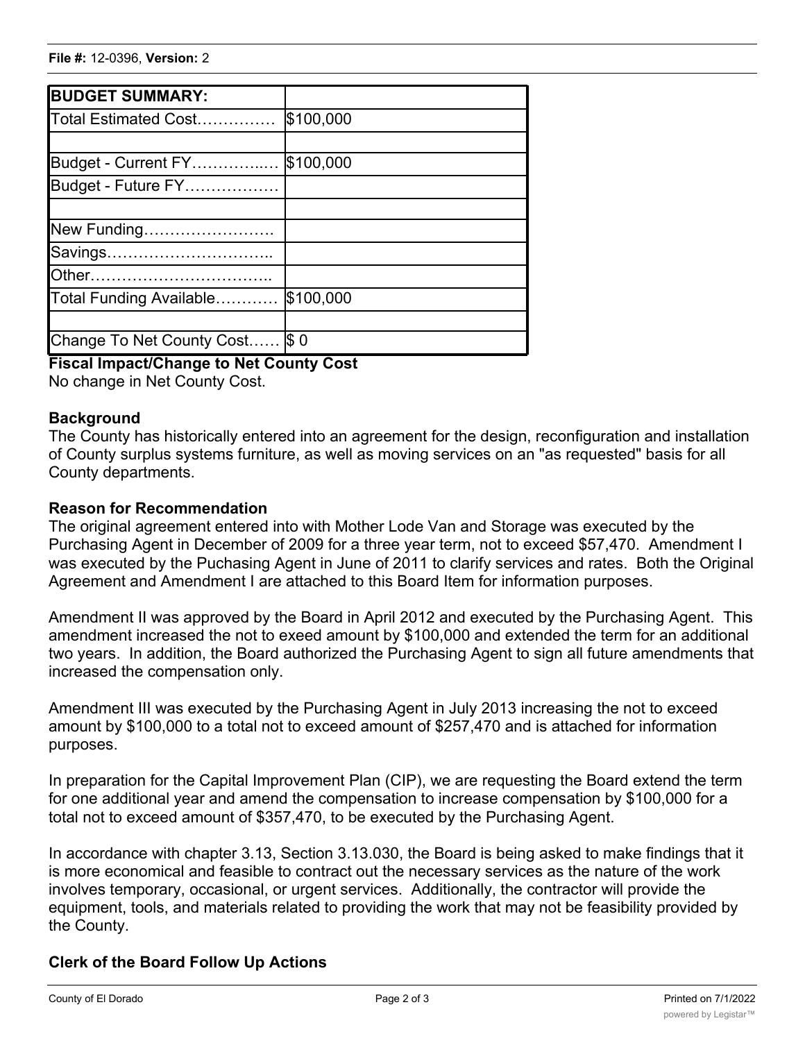| BUDGET SUMMARY: | |
|---|---|
| Total Estimated Cost…………… | $100,000 |
| | |
| Budget - Current FY…………..… | $100,000 |
| Budget - Future FY……………… | |
| | |
| New Funding……………………. | |
| Savings………………………….. | |
| Other…………………………….. | |
| Total Funding Available………… | $100,000 |
| | |
| Change To Net County Cost…… | $ 0 |

**Fiscal Impact/Change to Net County Cost**

No change in Net County Cost.

**Background**

The County has historically entered into an agreement for the design, reconfiguration and installation of County surplus systems furniture, as well as moving services on an "as requested" basis for all County departments.

**Reason for Recommendation**

The original agreement entered into with Mother Lode Van and Storage was executed by the Purchasing Agent in December of 2009 for a three year term, not to exceed $57,470. Amendment I was executed by the Puchasing Agent in June of 2011 to clarify services and rates. Both the Original Agreement and Amendment I are attached to this Board Item for information purposes.

Amendment II was approved by the Board in April 2012 and executed by the Purchasing Agent. This amendment increased the not to exeed amount by $100,000 and extended the term for an additional two years. In addition, the Board authorized the Purchasing Agent to sign all future amendments that increased the compensation only.

Amendment III was executed by the Purchasing Agent in July 2013 increasing the not to exceed amount by $100,000 to a total not to exceed amount of $257,470 and is attached for information purposes.

In preparation for the Capital Improvement Plan (CIP), we are requesting the Board extend the term for one additional year and amend the compensation to increase compensation by $100,000 for a total not to exceed amount of $357,470, to be executed by the Purchasing Agent.

In accordance with chapter 3.13, Section 3.13.030, the Board is being asked to make findings that it is more economical and feasible to contract out the necessary services as the nature of the work involves temporary, occasional, or urgent services. Additionally, the contractor will provide the equipment, tools, and materials related to providing the work that may not be feasibility provided by the County.

**Clerk of the Board Follow Up Actions**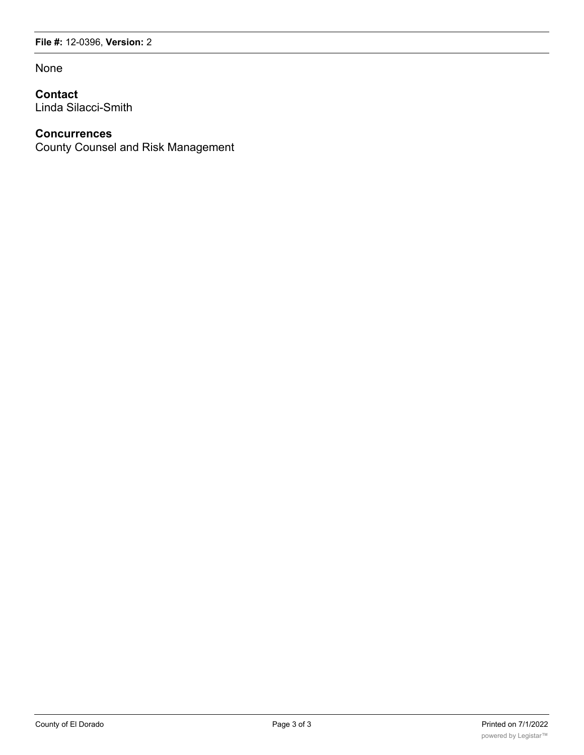None

**Contact**
Linda Silacci-Smith

**Concurrences**
County Counsel and Risk Management